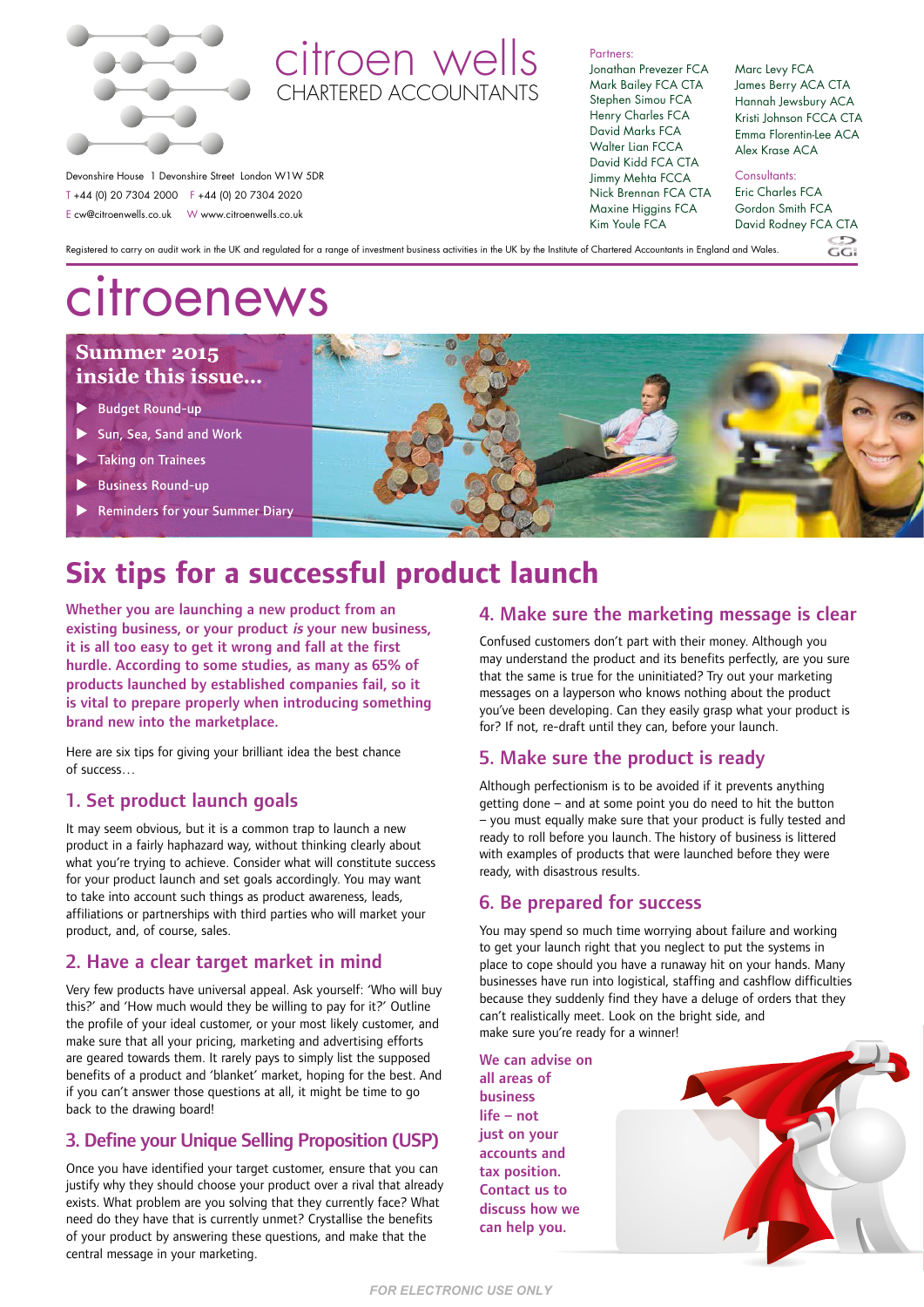# citroen wells

CHARTERED ACCOUNTANTS

Devonshire House 1 Devonshire Street London W1W 5DR
T +44 (0) 20 7304 2000 F +44 (0) 20 7304 2020
E cw@citroenwells.co.uk W www.citroenwells.co.uk

Partners:
Jonathan Prevezer FCA
Mark Bailey FCA CTA
Stephen Simou FCA
Henry Charles FCA
David Marks FCA
Walter Lian FCCA
David Kidd FCA CTA
Jimmy Mehta FCCA
Nick Brennan FCA CTA
Maxine Higgins FCA
Kim Youle FCA
Marc Levy FCA
James Berry ACA CTA
Hannah Jewsbury ACA
Kristi Johnson FCCA CTA
Emma Florentin-Lee ACA
Alex Krase ACA

Consultants:
Eric Charles FCA
Gordon Smith FCA
David Rodney FCA CTA

Registered to carry on audit work in the UK and regulated for a range of investment business activities in the UK by the Institute of Chartered Accountants in England and Wales.

# citroenews

**Summer 2015 inside this issue...**

- Budget Round-up
- Sun, Sea, Sand and Work
- Taking on Trainees
- Business Round-up
- Reminders for your Summer Diary

## Six tips for a successful product launch

**Whether you are launching a new product from an existing business, or your product *is* your new business, it is all too easy to get it wrong and fall at the first hurdle. According to some studies, as many as 65% of products launched by established companies fail, so it is vital to prepare properly when introducing something brand new into the marketplace.**

Here are six tips for giving your brilliant idea the best chance of success…

### 1. Set product launch goals

It may seem obvious, but it is a common trap to launch a new product in a fairly haphazard way, without thinking clearly about what you're trying to achieve. Consider what will constitute success for your product launch and set goals accordingly. You may want to take into account such things as product awareness, leads, affiliations or partnerships with third parties who will market your product, and, of course, sales.

### 2. Have a clear target market in mind

Very few products have universal appeal. Ask yourself: 'Who will buy this?' and 'How much would they be willing to pay for it?' Outline the profile of your ideal customer, or your most likely customer, and make sure that all your pricing, marketing and advertising efforts are geared towards them. It rarely pays to simply list the supposed benefits of a product and 'blanket' market, hoping for the best. And if you can't answer those questions at all, it might be time to go back to the drawing board!

### 3. Define your Unique Selling Proposition (USP)

Once you have identified your target customer, ensure that you can justify why they should choose your product over a rival that already exists. What problem are you solving that they currently face? What need do they have that is currently unmet? Crystallise the benefits of your product by answering these questions, and make that the central message in your marketing.

### 4. Make sure the marketing message is clear

Confused customers don't part with their money. Although you may understand the product and its benefits perfectly, are you sure that the same is true for the uninitiated? Try out your marketing messages on a layperson who knows nothing about the product you've been developing. Can they easily grasp what your product is for? If not, re-draft until they can, before your launch.

### 5. Make sure the product is ready

Although perfectionism is to be avoided if it prevents anything getting done – and at some point you do need to hit the button – you must equally make sure that your product is fully tested and ready to roll before you launch. The history of business is littered with examples of products that were launched before they were ready, with disastrous results.

### 6. Be prepared for success

You may spend so much time worrying about failure and working to get your launch right that you neglect to put the systems in place to cope should you have a runaway hit on your hands. Many businesses have run into logistical, staffing and cashflow difficulties because they suddenly find they have a deluge of orders that they can't realistically meet. Look on the bright side, and make sure you're ready for a winner!

**We can advise on all areas of business life – not just on your accounts and tax position. Contact us to discuss how we can help you.**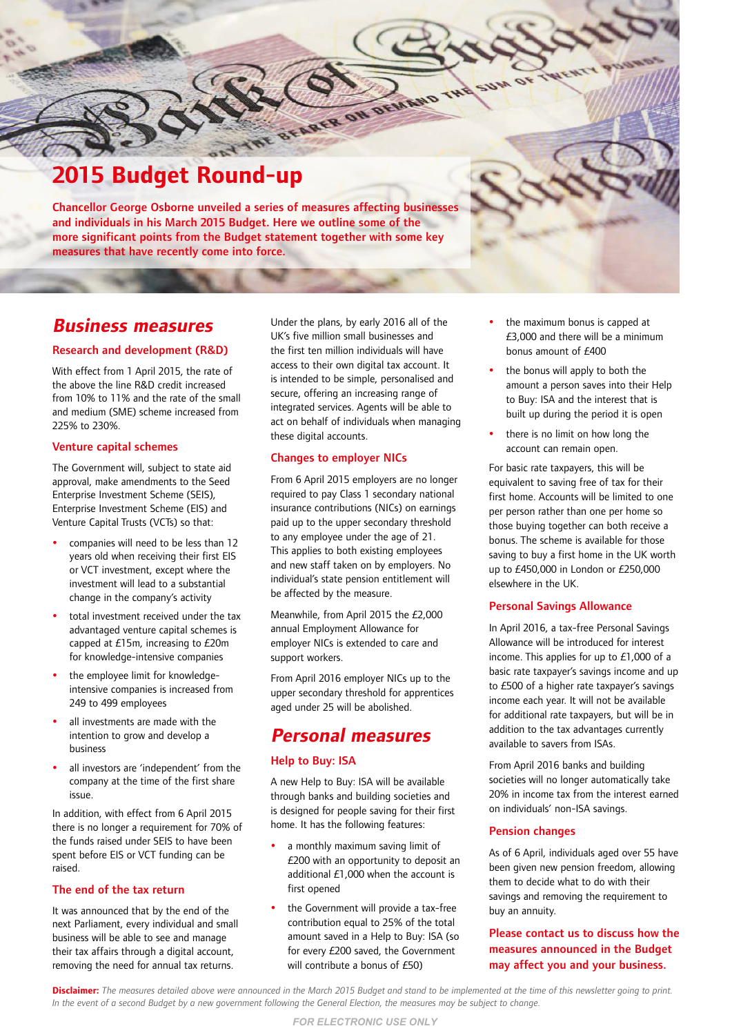# 2015 Budget Round-up

**Chancellor George Osborne unveiled a series of measures affecting businesses and individuals in his March 2015 Budget. Here we outline some of the more significant points from the Budget statement together with some key measures that have recently come into force.**

## *Business measures*

### Research and development (R&D)

With effect from 1 April 2015, the rate of the above the line R&D credit increased from 10% to 11% and the rate of the small and medium (SME) scheme increased from 225% to 230%.

### Venture capital schemes

The Government will, subject to state aid approval, make amendments to the Seed Enterprise Investment Scheme (SEIS), Enterprise Investment Scheme (EIS) and Venture Capital Trusts (VCTs) so that:

- companies will need to be less than 12 years old when receiving their first EIS or VCT investment, except where the investment will lead to a substantial change in the company's activity
- total investment received under the tax advantaged venture capital schemes is capped at £15m, increasing to £20m for knowledge-intensive companies
- the employee limit for knowledge-intensive companies is increased from 249 to 499 employees
- all investments are made with the intention to grow and develop a business
- all investors are 'independent' from the company at the time of the first share issue.

In addition, with effect from 6 April 2015 there is no longer a requirement for 70% of the funds raised under SEIS to have been spent before EIS or VCT funding can be raised.

### The end of the tax return

It was announced that by the end of the next Parliament, every individual and small business will be able to see and manage their tax affairs through a digital account, removing the need for annual tax returns.

Under the plans, by early 2016 all of the UK's five million small businesses and the first ten million individuals will have access to their own digital tax account. It is intended to be simple, personalised and secure, offering an increasing range of integrated services. Agents will be able to act on behalf of individuals when managing these digital accounts.

### Changes to employer NICs

From 6 April 2015 employers are no longer required to pay Class 1 secondary national insurance contributions (NICs) on earnings paid up to the upper secondary threshold to any employee under the age of 21. This applies to both existing employees and new staff taken on by employers. No individual's state pension entitlement will be affected by the measure.

Meanwhile, from April 2015 the £2,000 annual Employment Allowance for employer NICs is extended to care and support workers.

From April 2016 employer NICs up to the upper secondary threshold for apprentices aged under 25 will be abolished.

## *Personal measures*

### Help to Buy: ISA

A new Help to Buy: ISA will be available through banks and building societies and is designed for people saving for their first home. It has the following features:

- a monthly maximum saving limit of £200 with an opportunity to deposit an additional £1,000 when the account is first opened
- the Government will provide a tax-free contribution equal to 25% of the total amount saved in a Help to Buy: ISA (so for every £200 saved, the Government will contribute a bonus of £50)
- the maximum bonus is capped at £3,000 and there will be a minimum bonus amount of £400
- the bonus will apply to both the amount a person saves into their Help to Buy: ISA and the interest that is built up during the period it is open
- there is no limit on how long the account can remain open.

For basic rate taxpayers, this will be equivalent to saving free of tax for their first home. Accounts will be limited to one per person rather than one per home so those buying together can both receive a bonus. The scheme is available for those saving to buy a first home in the UK worth up to £450,000 in London or £250,000 elsewhere in the UK.

### Personal Savings Allowance

In April 2016, a tax-free Personal Savings Allowance will be introduced for interest income. This applies for up to £1,000 of a basic rate taxpayer's savings income and up to £500 of a higher rate taxpayer's savings income each year. It will not be available for additional rate taxpayers, but will be in addition to the tax advantages currently available to savers from ISAs.

From April 2016 banks and building societies will no longer automatically take 20% in income tax from the interest earned on individuals' non-ISA savings.

### Pension changes

As of 6 April, individuals aged over 55 have been given new pension freedom, allowing them to decide what to do with their savings and removing the requirement to buy an annuity.

**Please contact us to discuss how the measures announced in the Budget may affect you and your business.**

**Disclaimer:** *The measures detailed above were announced in the March 2015 Budget and stand to be implemented at the time of this newsletter going to print. In the event of a second Budget by a new government following the General Election, the measures may be subject to change.*

FOR ELECTRONIC USE ONLY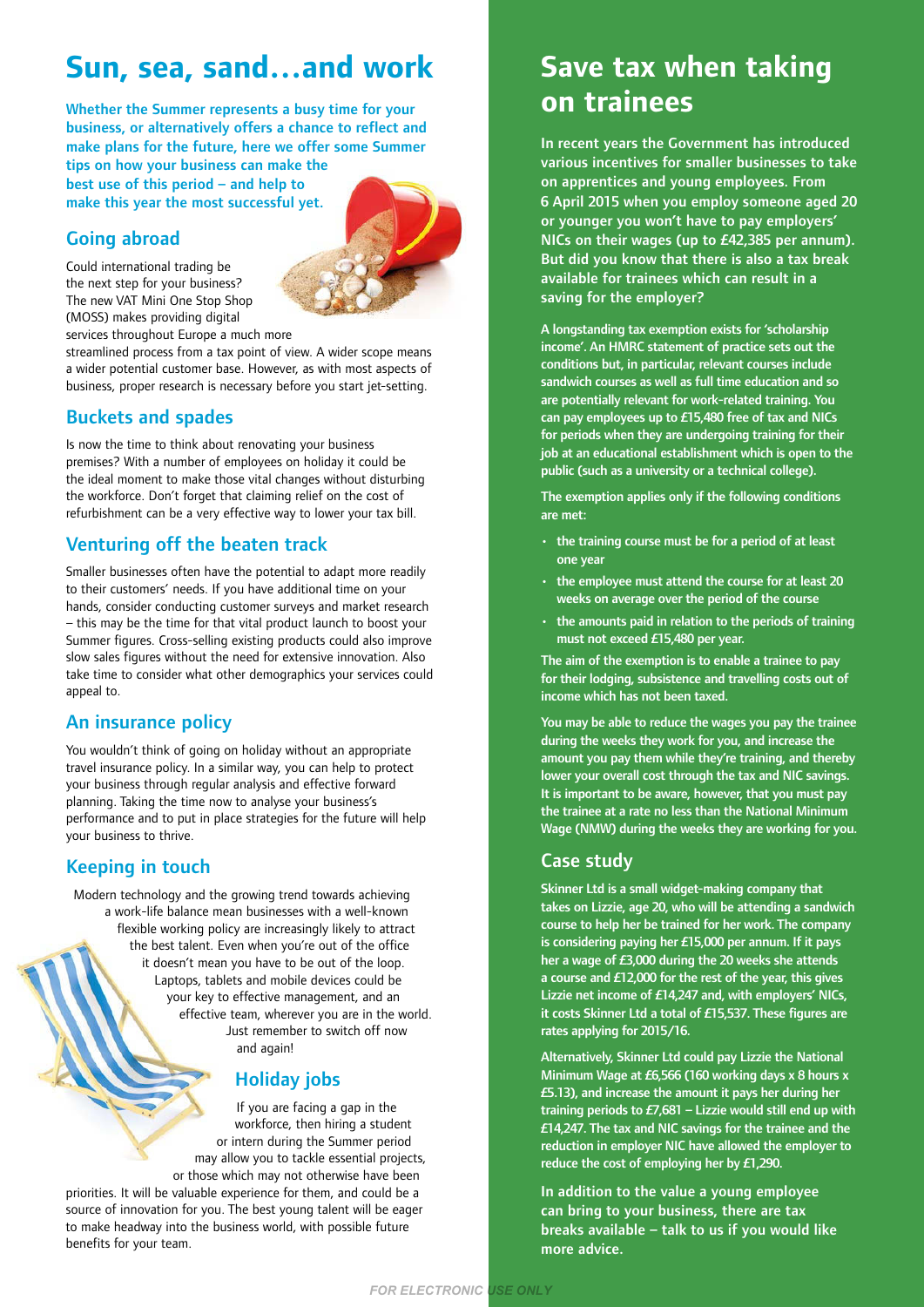# Sun, sea, sand…and work

**Whether the Summer represents a busy time for your business, or alternatively offers a chance to reflect and make plans for the future, here we offer some Summer tips on how your business can make the best use of this period – and help to make this year the most successful yet.**

## Going abroad

Could international trading be the next step for your business? The new VAT Mini One Stop Shop (MOSS) makes providing digital services throughout Europe a much more streamlined process from a tax point of view. A wider scope means a wider potential customer base. However, as with most aspects of business, proper research is necessary before you start jet-setting.

## Buckets and spades

Is now the time to think about renovating your business premises? With a number of employees on holiday it could be the ideal moment to make those vital changes without disturbing the workforce. Don't forget that claiming relief on the cost of refurbishment can be a very effective way to lower your tax bill.

## Venturing off the beaten track

Smaller businesses often have the potential to adapt more readily to their customers' needs. If you have additional time on your hands, consider conducting customer surveys and market research – this may be the time for that vital product launch to boost your Summer figures. Cross-selling existing products could also improve slow sales figures without the need for extensive innovation. Also take time to consider what other demographics your services could appeal to.

## An insurance policy

You wouldn't think of going on holiday without an appropriate travel insurance policy. In a similar way, you can help to protect your business through regular analysis and effective forward planning. Taking the time now to analyse your business's performance and to put in place strategies for the future will help your business to thrive.

## Keeping in touch

Modern technology and the growing trend towards achieving a work-life balance mean businesses with a well-known flexible working policy are increasingly likely to attract the best talent. Even when you're out of the office it doesn't mean you have to be out of the loop. Laptops, tablets and mobile devices could be your key to effective management, and an effective team, wherever you are in the world. Just remember to switch off now and again!

## Holiday jobs

If you are facing a gap in the workforce, then hiring a student or intern during the Summer period may allow you to tackle essential projects, or those which may not otherwise have been priorities. It will be valuable experience for them, and could be a source of innovation for you. The best young talent will be eager to make headway into the business world, with possible future benefits for your team.

# Save tax when taking on trainees

**In recent years the Government has introduced various incentives for smaller businesses to take on apprentices and young employees. From 6 April 2015 when you employ someone aged 20 or younger you won't have to pay employers' NICs on their wages (up to £42,385 per annum). But did you know that there is also a tax break available for trainees which can result in a saving for the employer?**

A longstanding tax exemption exists for 'scholarship income'. An HMRC statement of practice sets out the conditions but, in particular, relevant courses include sandwich courses as well as full time education and so are potentially relevant for work-related training. You can pay employees up to £15,480 free of tax and NICs for periods when they are undergoing training for their job at an educational establishment which is open to the public (such as a university or a technical college).

The exemption applies only if the following conditions are met:

- the training course must be for a period of at least one year
- the employee must attend the course for at least 20 weeks on average over the period of the course
- the amounts paid in relation to the periods of training must not exceed £15,480 per year.

The aim of the exemption is to enable a trainee to pay for their lodging, subsistence and travelling costs out of income which has not been taxed.

You may be able to reduce the wages you pay the trainee during the weeks they work for you, and increase the amount you pay them while they're training, and thereby lower your overall cost through the tax and NIC savings. It is important to be aware, however, that you must pay the trainee at a rate no less than the National Minimum Wage (NMW) during the weeks they are working for you.

## Case study

Skinner Ltd is a small widget-making company that takes on Lizzie, age 20, who will be attending a sandwich course to help her be trained for her work. The company is considering paying her £15,000 per annum. If it pays her a wage of £3,000 during the 20 weeks she attends a course and £12,000 for the rest of the year, this gives Lizzie net income of £14,247 and, with employers' NICs, it costs Skinner Ltd a total of £15,537. These figures are rates applying for 2015/16.

Alternatively, Skinner Ltd could pay Lizzie the National Minimum Wage at £6,566 (160 working days x 8 hours x £5.13), and increase the amount it pays her during her training periods to £7,681 – Lizzie would still end up with £14,247. The tax and NIC savings for the trainee and the reduction in employer NIC have allowed the employer to reduce the cost of employing her by £1,290.

**In addition to the value a young employee can bring to your business, there are tax breaks available – talk to us if you would like more advice.**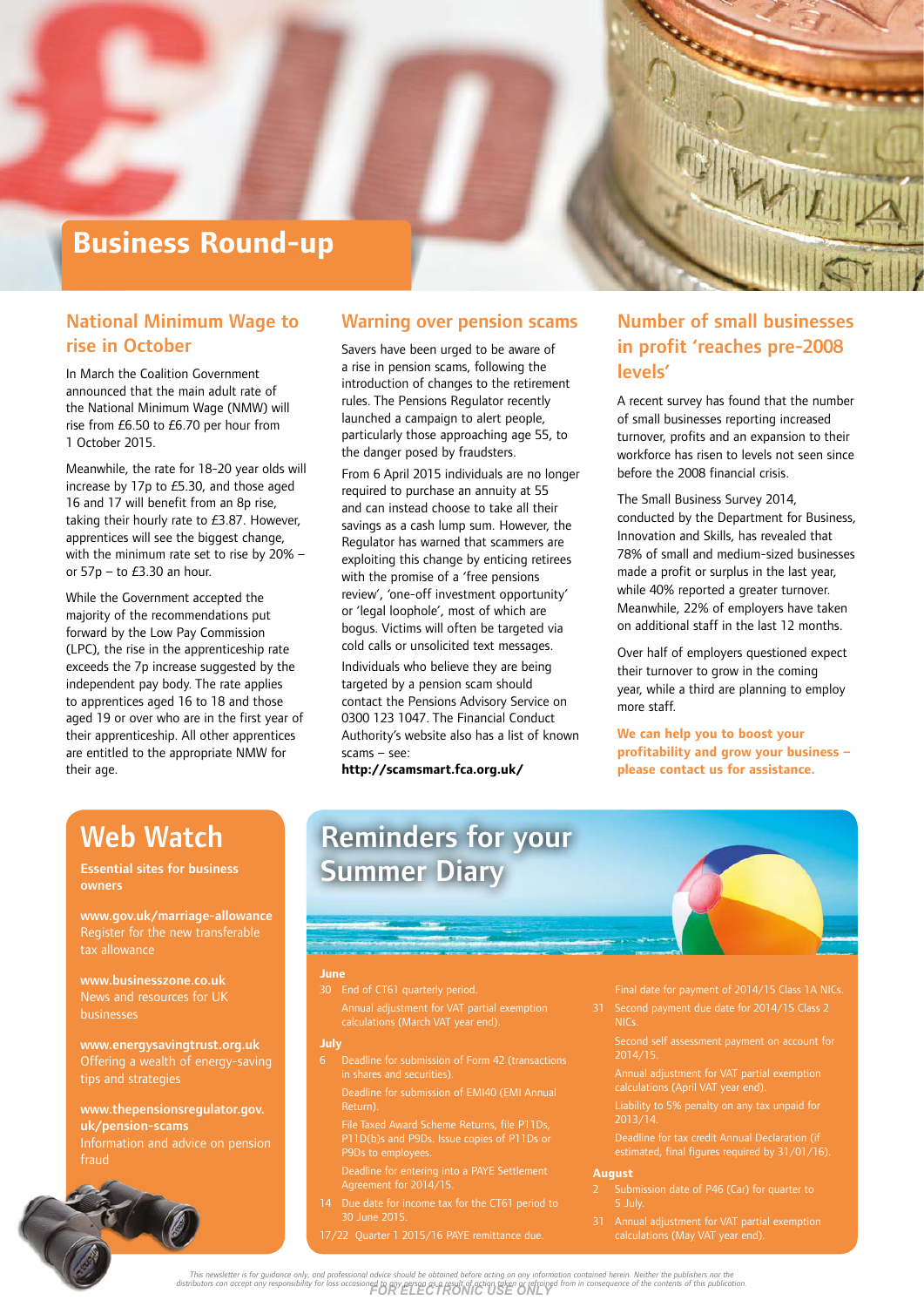# Business Round-up

## National Minimum Wage to rise in October

In March the Coalition Government announced that the main adult rate of the National Minimum Wage (NMW) will rise from £6.50 to £6.70 per hour from 1 October 2015.

Meanwhile, the rate for 18-20 year olds will increase by 17p to £5.30, and those aged 16 and 17 will benefit from an 8p rise, taking their hourly rate to £3.87. However, apprentices will see the biggest change, with the minimum rate set to rise by 20% – or 57p – to £3.30 an hour.

While the Government accepted the majority of the recommendations put forward by the Low Pay Commission (LPC), the rise in the apprenticeship rate exceeds the 7p increase suggested by the independent pay body. The rate applies to apprentices aged 16 to 18 and those aged 19 or over who are in the first year of their apprenticeship. All other apprentices are entitled to the appropriate NMW for their age.

## Warning over pension scams

Savers have been urged to be aware of a rise in pension scams, following the introduction of changes to the retirement rules. The Pensions Regulator recently launched a campaign to alert people, particularly those approaching age 55, to the danger posed by fraudsters.

From 6 April 2015 individuals are no longer required to purchase an annuity at 55 and can instead choose to take all their savings as a cash lump sum. However, the Regulator has warned that scammers are exploiting this change by enticing retirees with the promise of a 'free pensions review', 'one-off investment opportunity' or 'legal loophole', most of which are bogus. Victims will often be targeted via cold calls or unsolicited text messages.

Individuals who believe they are being targeted by a pension scam should contact the Pensions Advisory Service on 0300 123 1047. The Financial Conduct Authority's website also has a list of known scams – see:
**http://scamsmart.fca.org.uk/**

## Number of small businesses in profit 'reaches pre-2008 levels'

A recent survey has found that the number of small businesses reporting increased turnover, profits and an expansion to their workforce has risen to levels not seen since before the 2008 financial crisis.

The Small Business Survey 2014, conducted by the Department for Business, Innovation and Skills, has revealed that 78% of small and medium-sized businesses made a profit or surplus in the last year, while 40% reported a greater turnover. Meanwhile, 22% of employers have taken on additional staff in the last 12 months.

Over half of employers questioned expect their turnover to grow in the coming year, while a third are planning to employ more staff.

**We can help you to boost your profitability and grow your business – please contact us for assistance.**

# Web Watch

**Essential sites for business owners**

**www.gov.uk/marriage-allowance**
Register for the new transferable tax allowance

**www.businesszone.co.uk**
News and resources for UK businesses

**www.energysavingtrust.org.uk**
Offering a wealth of energy-saving tips and strategies

**www.thepensionsregulator.gov.uk/pension-scams**
Information and advice on pension fraud

# Reminders for your Summer Diary

**June**

- 30 End of CT61 quarterly period.
  Annual adjustment for VAT partial exemption calculations (March VAT year end).

**July**

- 6 Deadline for submission of Form 42 (transactions in shares and securities).
  Deadline for submission of EMI40 (EMI Annual Return).
  File Taxed Award Scheme Returns, file P11Ds, P11D(b)s and P9Ds. Issue copies of P11Ds or P9Ds to employees.
  Deadline for entering into a PAYE Settlement Agreement for 2014/15.
- 14 Due date for income tax for the CT61 period to 30 June 2015.
- 17/22 Quarter 1 2015/16 PAYE remittance due.
  Final date for payment of 2014/15 Class 1A NICs.
- 31 Second payment due date for 2014/15 Class 2 NICs.
  Second self assessment payment on account for 2014/15.
  Annual adjustment for VAT partial exemption calculations (April VAT year end).
  Liability to 5% penalty on any tax unpaid for 2013/14.
  Deadline for tax credit Annual Declaration (if estimated, final figures required by 31/01/16).

**August**

- 2 Submission date of P46 (Car) for quarter to 5 July.
- 31 Annual adjustment for VAT partial exemption calculations (May VAT year end).

*This newsletter is for guidance only, and professional advice should be obtained before acting on any information contained herein. Neither the publishers nor the distributors can accept any responsibility for loss occasioned to any person as a result of action taken or refrained from in consequence of the contents of this publication.*

*FOR ELECTRONIC USE ONLY*